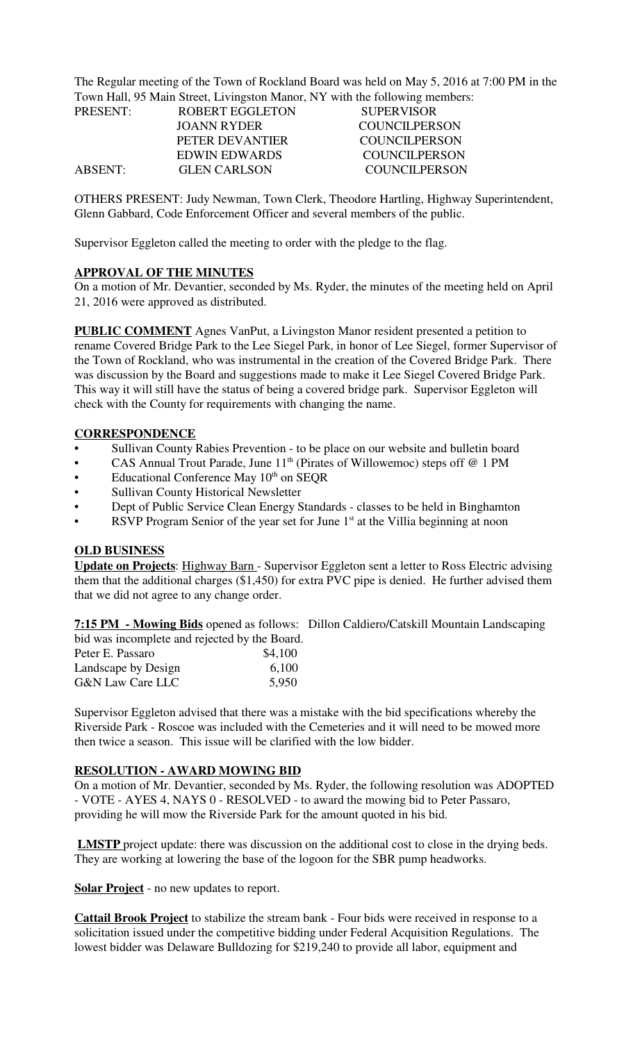The Regular meeting of the Town of Rockland Board was held on May 5, 2016 at 7:00 PM in the Town Hall, 95 Main Street, Livingston Manor, NY with the following members:

| | | |
|---|---|---|
| PRESENT: | ROBERT EGGLETON | SUPERVISOR |
| | JOANN RYDER | COUNCILPERSON |
| | PETER DEVANTIER | COUNCILPERSON |
| | EDWIN EDWARDS | COUNCILPERSON |
| ABSENT: | GLEN CARLSON | COUNCILPERSON |

OTHERS PRESENT: Judy Newman, Town Clerk, Theodore Hartling, Highway Superintendent, Glenn Gabbard, Code Enforcement Officer and several members of the public.

Supervisor Eggleton called the meeting to order with the pledge to the flag.

**APPROVAL OF THE MINUTES**

On a motion of Mr. Devantier, seconded by Ms. Ryder, the minutes of the meeting held on April 21, 2016 were approved as distributed.

**PUBLIC COMMENT** Agnes VanPut, a Livingston Manor resident presented a petition to rename Covered Bridge Park to the Lee Siegel Park, in honor of Lee Siegel, former Supervisor of the Town of Rockland, who was instrumental in the creation of the Covered Bridge Park. There was discussion by the Board and suggestions made to make it Lee Siegel Covered Bridge Park. This way it will still have the status of being a covered bridge park. Supervisor Eggleton will check with the County for requirements with changing the name.

**CORRESPONDENCE**

- Sullivan County Rabies Prevention - to be place on our website and bulletin board
- CAS Annual Trout Parade, June 11th (Pirates of Willowemoc) steps off @ 1 PM
- Educational Conference May 10th on SEQR
- Sullivan County Historical Newsletter
- Dept of Public Service Clean Energy Standards - classes to be held in Binghamton
- RSVP Program Senior of the year set for June 1st at the Villia beginning at noon

**OLD BUSINESS**

**Update on Projects**: Highway Barn - Supervisor Eggleton sent a letter to Ross Electric advising them that the additional charges ($1,450) for extra PVC pipe is denied. He further advised them that we did not agree to any change order.

**7:15 PM - Mowing Bids** opened as follows: Dillon Caldiero/Catskill Mountain Landscaping bid was incomplete and rejected by the Board.

| | |
|---|---|
| Peter E. Passaro | $4,100 |
| Landscape by Design | 6,100 |
| G&N Law Care LLC | 5,950 |

Supervisor Eggleton advised that there was a mistake with the bid specifications whereby the Riverside Park - Roscoe was included with the Cemeteries and it will need to be mowed more then twice a season. This issue will be clarified with the low bidder.

**RESOLUTION - AWARD MOWING BID**

On a motion of Mr. Devantier, seconded by Ms. Ryder, the following resolution was ADOPTED - VOTE - AYES 4, NAYS 0 - RESOLVED - to award the mowing bid to Peter Passaro, providing he will mow the Riverside Park for the amount quoted in his bid.

**LMSTP** project update: there was discussion on the additional cost to close in the drying beds. They are working at lowering the base of the logoon for the SBR pump headworks.

**Solar Project** - no new updates to report.

**Cattail Brook Project** to stabilize the stream bank - Four bids were received in response to a solicitation issued under the competitive bidding under Federal Acquisition Regulations. The lowest bidder was Delaware Bulldozing for $219,240 to provide all labor, equipment and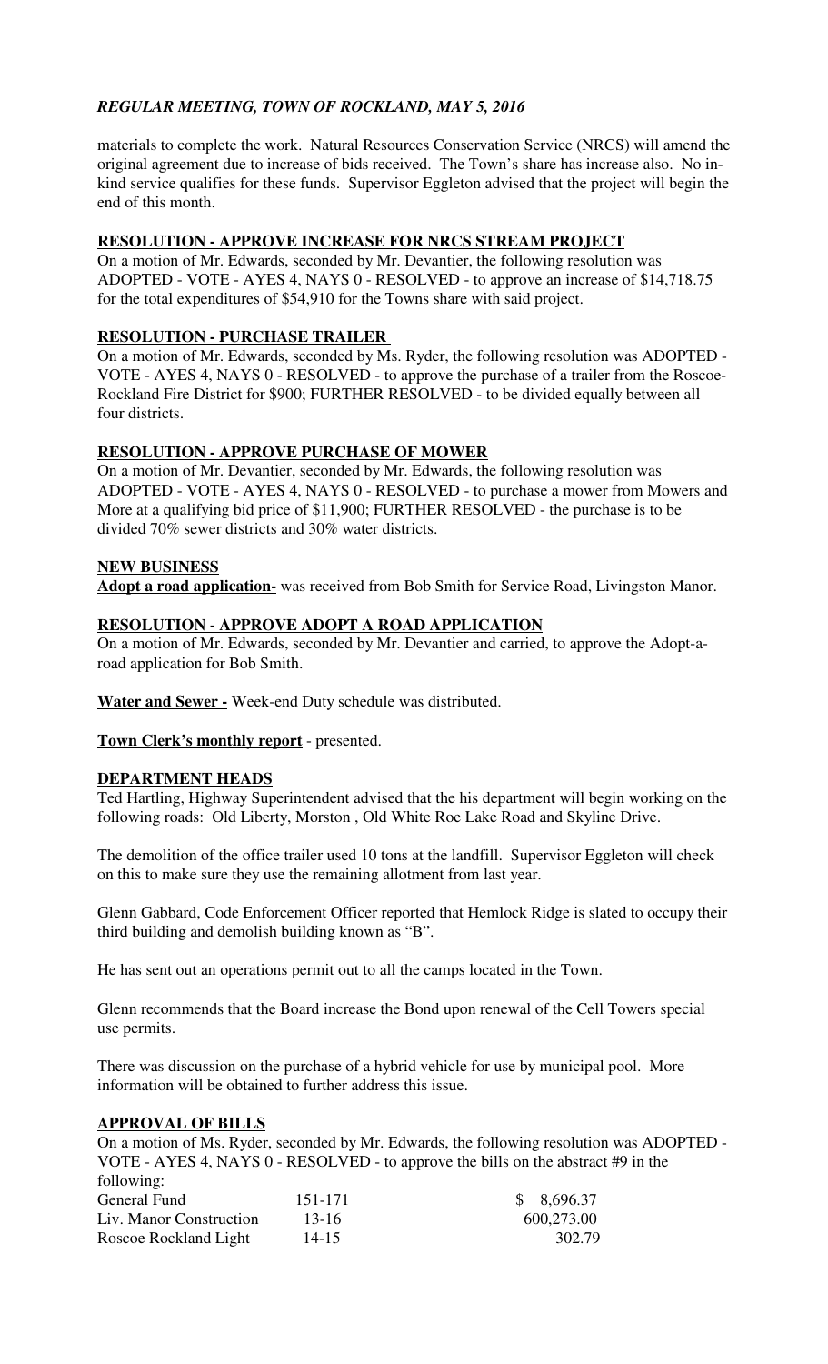materials to complete the work. Natural Resources Conservation Service (NRCS) will amend the original agreement due to increase of bids received. The Town's share has increase also. No in-kind service qualifies for these funds. Supervisor Eggleton advised that the project will begin the end of this month.

**RESOLUTION - APPROVE INCREASE FOR NRCS STREAM PROJECT**

On a motion of Mr. Edwards, seconded by Mr. Devantier, the following resolution was ADOPTED - VOTE - AYES 4, NAYS 0 - RESOLVED - to approve an increase of $14,718.75 for the total expenditures of $54,910 for the Towns share with said project.

**RESOLUTION - PURCHASE TRAILER**

On a motion of Mr. Edwards, seconded by Ms. Ryder, the following resolution was ADOPTED - VOTE - AYES 4, NAYS 0 - RESOLVED - to approve the purchase of a trailer from the Roscoe-Rockland Fire District for $900; FURTHER RESOLVED - to be divided equally between all four districts.

**RESOLUTION - APPROVE PURCHASE OF MOWER**

On a motion of Mr. Devantier, seconded by Mr. Edwards, the following resolution was ADOPTED - VOTE - AYES 4, NAYS 0 - RESOLVED - to purchase a mower from Mowers and More at a qualifying bid price of $11,900; FURTHER RESOLVED - the purchase is to be divided 70% sewer districts and 30% water districts.

**NEW BUSINESS**

**Adopt a road application-** was received from Bob Smith for Service Road, Livingston Manor.

**RESOLUTION - APPROVE ADOPT A ROAD APPLICATION**

On a motion of Mr. Edwards, seconded by Mr. Devantier and carried, to approve the Adopt-a-road application for Bob Smith.

**Water and Sewer -** Week-end Duty schedule was distributed.

**Town Clerk's monthly report** - presented.

**DEPARTMENT HEADS**

Ted Hartling, Highway Superintendent advised that the his department will begin working on the following roads: Old Liberty, Morston , Old White Roe Lake Road and Skyline Drive.

The demolition of the office trailer used 10 tons at the landfill. Supervisor Eggleton will check on this to make sure they use the remaining allotment from last year.

Glenn Gabbard, Code Enforcement Officer reported that Hemlock Ridge is slated to occupy their third building and demolish building known as "B".

He has sent out an operations permit out to all the camps located in the Town.

Glenn recommends that the Board increase the Bond upon renewal of the Cell Towers special use permits.

There was discussion on the purchase of a hybrid vehicle for use by municipal pool. More information will be obtained to further address this issue.

**APPROVAL OF BILLS**

On a motion of Ms. Ryder, seconded by Mr. Edwards, the following resolution was ADOPTED - VOTE - AYES 4, NAYS 0 - RESOLVED - to approve the bills on the abstract #9 in the following:

| | | |
|---|---|---|
| General Fund | 151-171 | $ 8,696.37 |
| Liv. Manor Construction | 13-16 | 600,273.00 |
| Roscoe Rockland Light | 14-15 | 302.79 |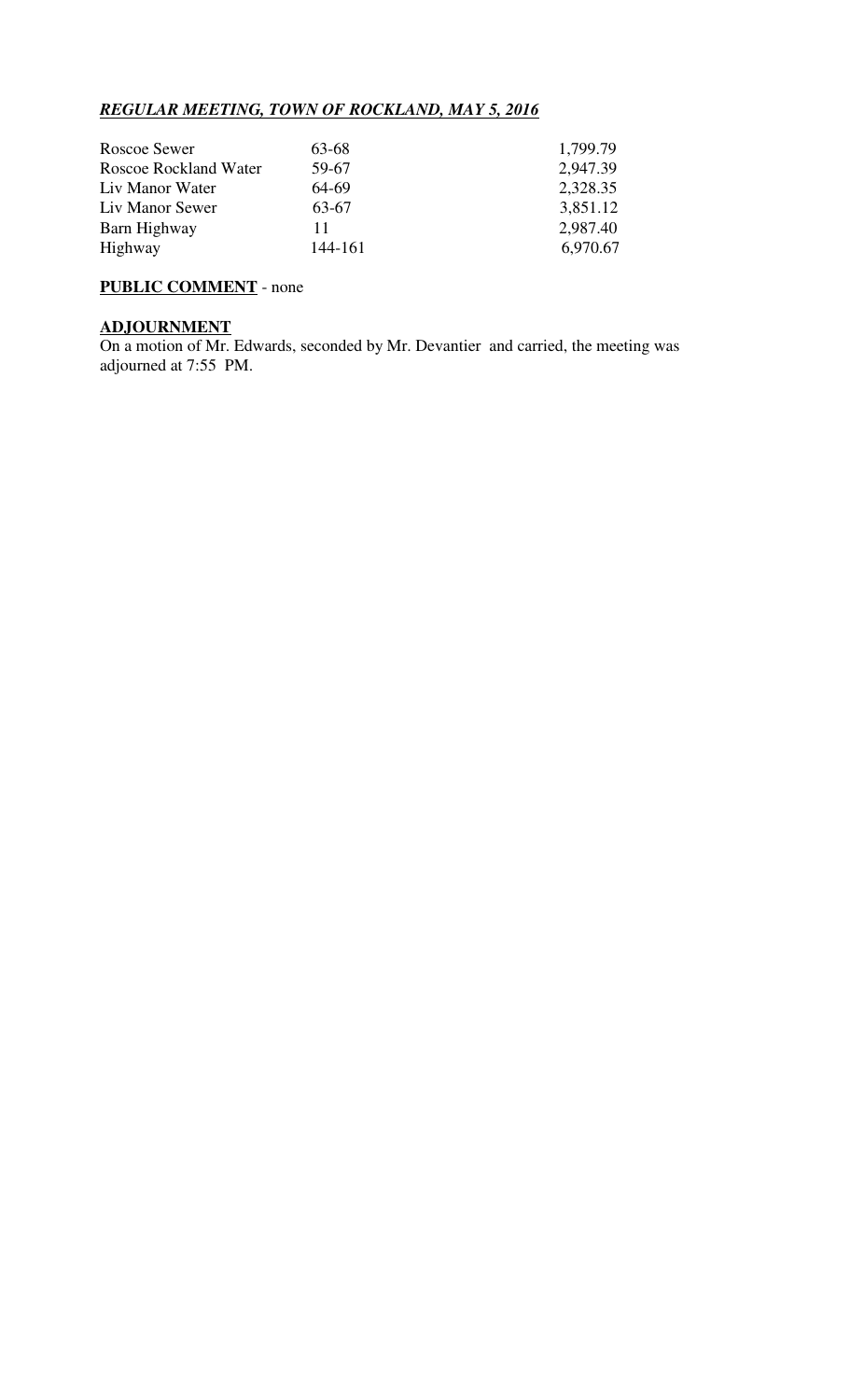## ***REGULAR MEETING, TOWN OF ROCKLAND, MAY 5, 2016***

| | | |
|---|---|---|
| Roscoe Sewer | 63-68 | 1,799.79 |
| Roscoe Rockland Water | 59-67 | 2,947.39 |
| Liv Manor Water | 64-69 | 2,328.35 |
| Liv Manor Sewer | 63-67 | 3,851.12 |
| Barn Highway | 11 | 2,987.40 |
| Highway | 144-161 | 6,970.67 |

**PUBLIC COMMENT** - none

**ADJOURNMENT**

On a motion of Mr. Edwards, seconded by Mr. Devantier and carried, the meeting was adjourned at 7:55 PM.